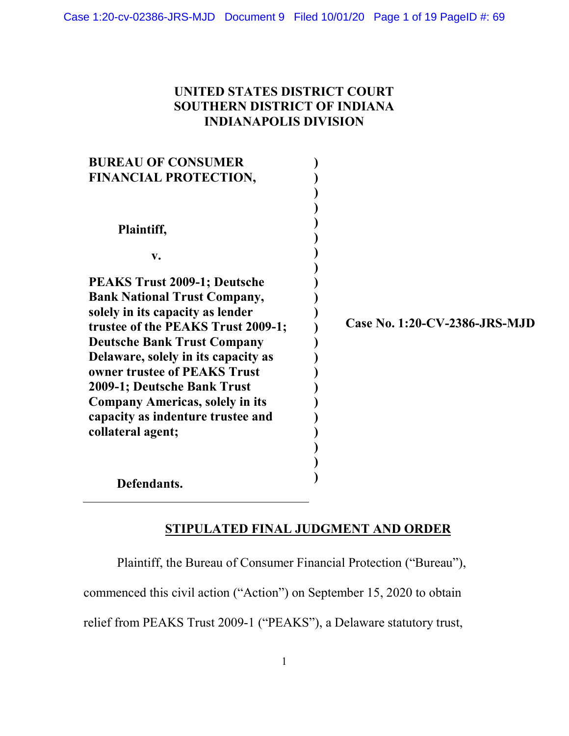**UNITED STATES DISTRICT COURT**
**SOUTHERN DISTRICT OF INDIANA**
**INDIANAPOLIS DIVISION**

| | |
|---|---|
| **BUREAU OF CONSUMER FINANCIAL PROTECTION,**<br><br>**Plaintiff,**<br><br>**v.**<br><br>**PEAKS Trust 2009-1; Deutsche Bank National Trust Company, solely in its capacity as lender trustee of the PEAKS Trust 2009-1; Deutsche Bank Trust Company Delaware, solely in its capacity as owner trustee of PEAKS Trust 2009-1; Deutsche Bank Trust Company Americas, solely in its capacity as indenture trustee and collateral agent;**<br><br>**Defendants.** | **Case No. 1:20-CV-2386-JRS-MJD** |

## STIPULATED FINAL JUDGMENT AND ORDER

Plaintiff, the Bureau of Consumer Financial Protection ("Bureau"), commenced this civil action ("Action") on September 15, 2020 to obtain relief from PEAKS Trust 2009-1 ("PEAKS"), a Delaware statutory trust,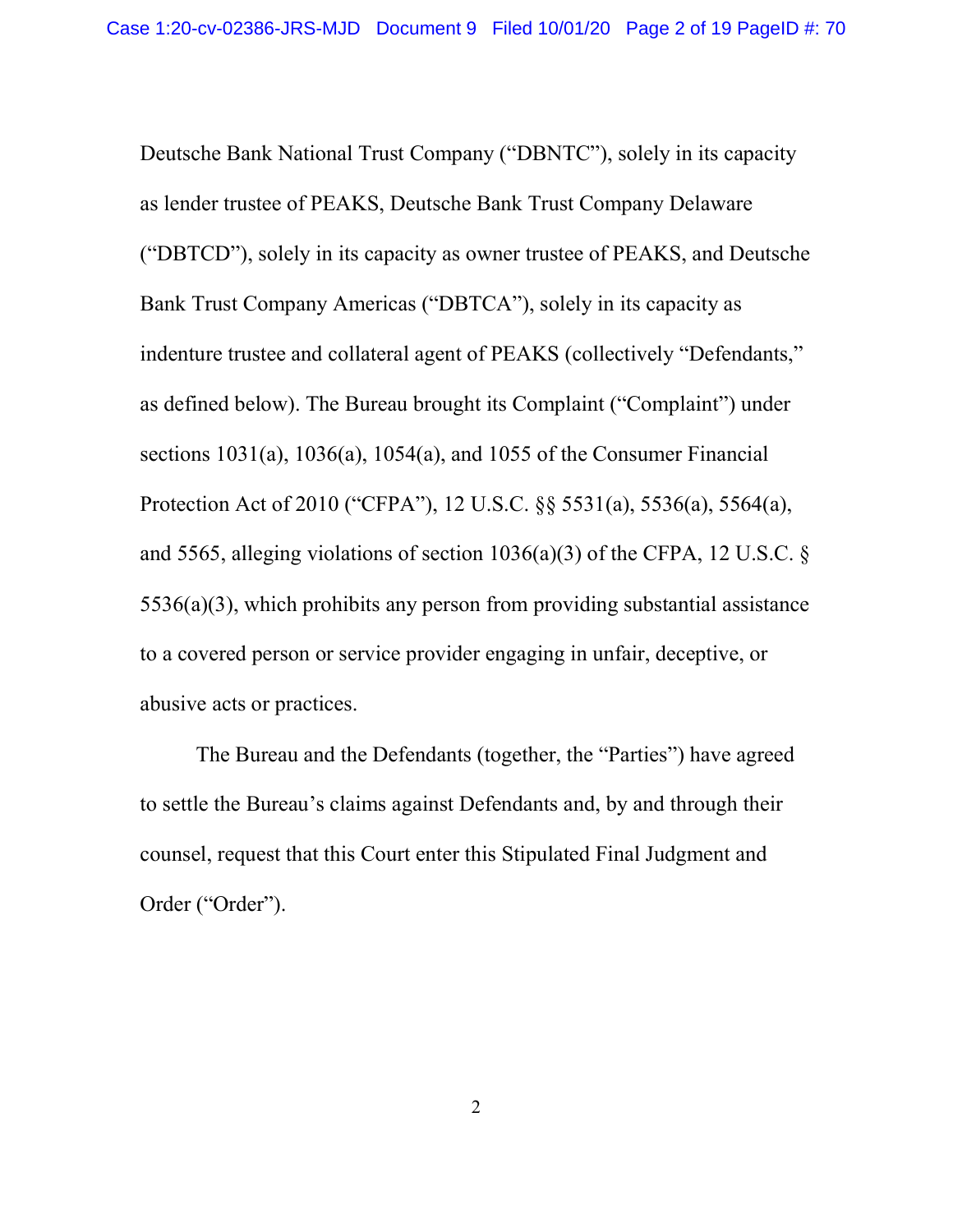Deutsche Bank National Trust Company ("DBNTC"), solely in its capacity as lender trustee of PEAKS, Deutsche Bank Trust Company Delaware ("DBTCD"), solely in its capacity as owner trustee of PEAKS, and Deutsche Bank Trust Company Americas ("DBTCA"), solely in its capacity as indenture trustee and collateral agent of PEAKS (collectively "Defendants," as defined below). The Bureau brought its Complaint ("Complaint") under sections 1031(a), 1036(a), 1054(a), and 1055 of the Consumer Financial Protection Act of 2010 ("CFPA"), 12 U.S.C. §§ 5531(a), 5536(a), 5564(a), and 5565, alleging violations of section 1036(a)(3) of the CFPA, 12 U.S.C. § 5536(a)(3), which prohibits any person from providing substantial assistance to a covered person or service provider engaging in unfair, deceptive, or abusive acts or practices.

The Bureau and the Defendants (together, the "Parties") have agreed to settle the Bureau's claims against Defendants and, by and through their counsel, request that this Court enter this Stipulated Final Judgment and Order ("Order").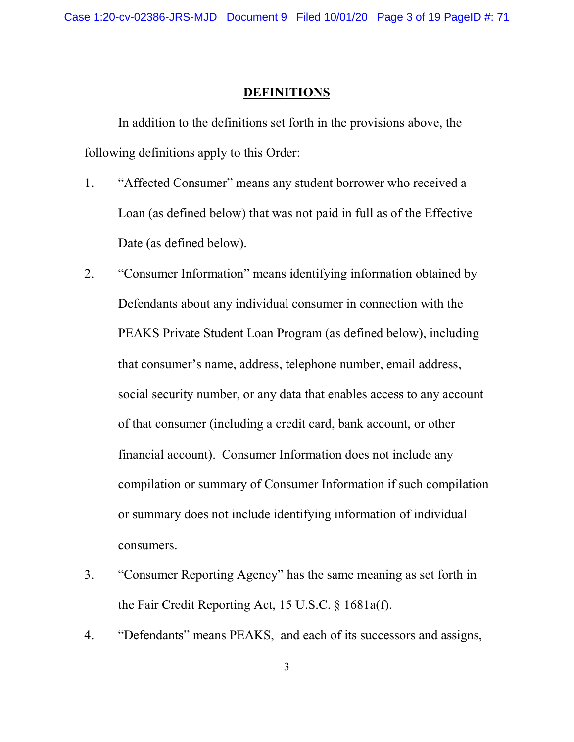## DEFINITIONS

In addition to the definitions set forth in the provisions above, the following definitions apply to this Order:

1. "Affected Consumer" means any student borrower who received a Loan (as defined below) that was not paid in full as of the Effective Date (as defined below).

2. "Consumer Information" means identifying information obtained by Defendants about any individual consumer in connection with the PEAKS Private Student Loan Program (as defined below), including that consumer's name, address, telephone number, email address, social security number, or any data that enables access to any account of that consumer (including a credit card, bank account, or other financial account). Consumer Information does not include any compilation or summary of Consumer Information if such compilation or summary does not include identifying information of individual consumers.

3. "Consumer Reporting Agency" has the same meaning as set forth in the Fair Credit Reporting Act, 15 U.S.C. § 1681a(f).

4. "Defendants" means PEAKS, and each of its successors and assigns,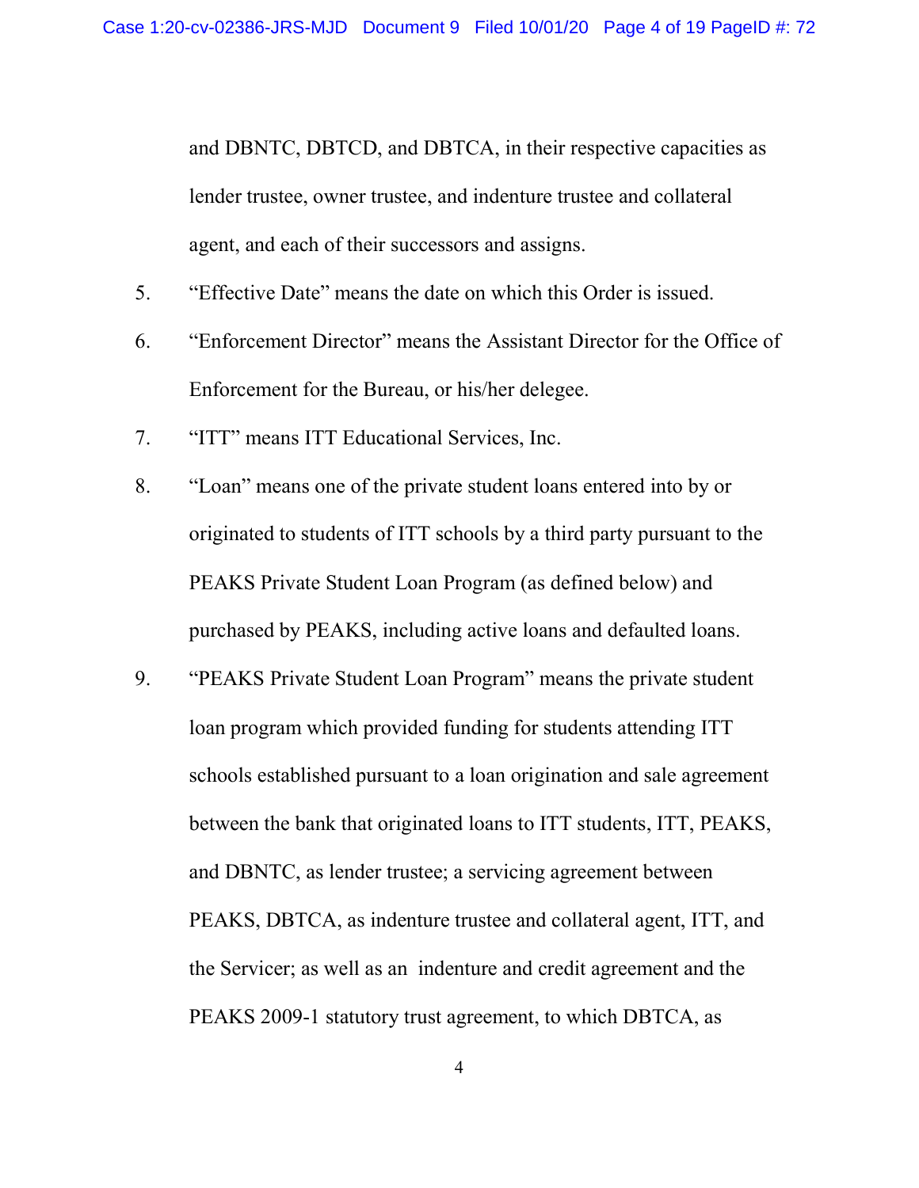and DBNTC, DBTCD, and DBTCA, in their respective capacities as lender trustee, owner trustee, and indenture trustee and collateral agent, and each of their successors and assigns.

5. "Effective Date" means the date on which this Order is issued.

6. "Enforcement Director" means the Assistant Director for the Office of Enforcement for the Bureau, or his/her delegee.

7. "ITT" means ITT Educational Services, Inc.

8. "Loan" means one of the private student loans entered into by or originated to students of ITT schools by a third party pursuant to the PEAKS Private Student Loan Program (as defined below) and purchased by PEAKS, including active loans and defaulted loans.

9. "PEAKS Private Student Loan Program" means the private student loan program which provided funding for students attending ITT schools established pursuant to a loan origination and sale agreement between the bank that originated loans to ITT students, ITT, PEAKS, and DBNTC, as lender trustee; a servicing agreement between PEAKS, DBTCA, as indenture trustee and collateral agent, ITT, and the Servicer; as well as an indenture and credit agreement and the PEAKS 2009-1 statutory trust agreement, to which DBTCA, as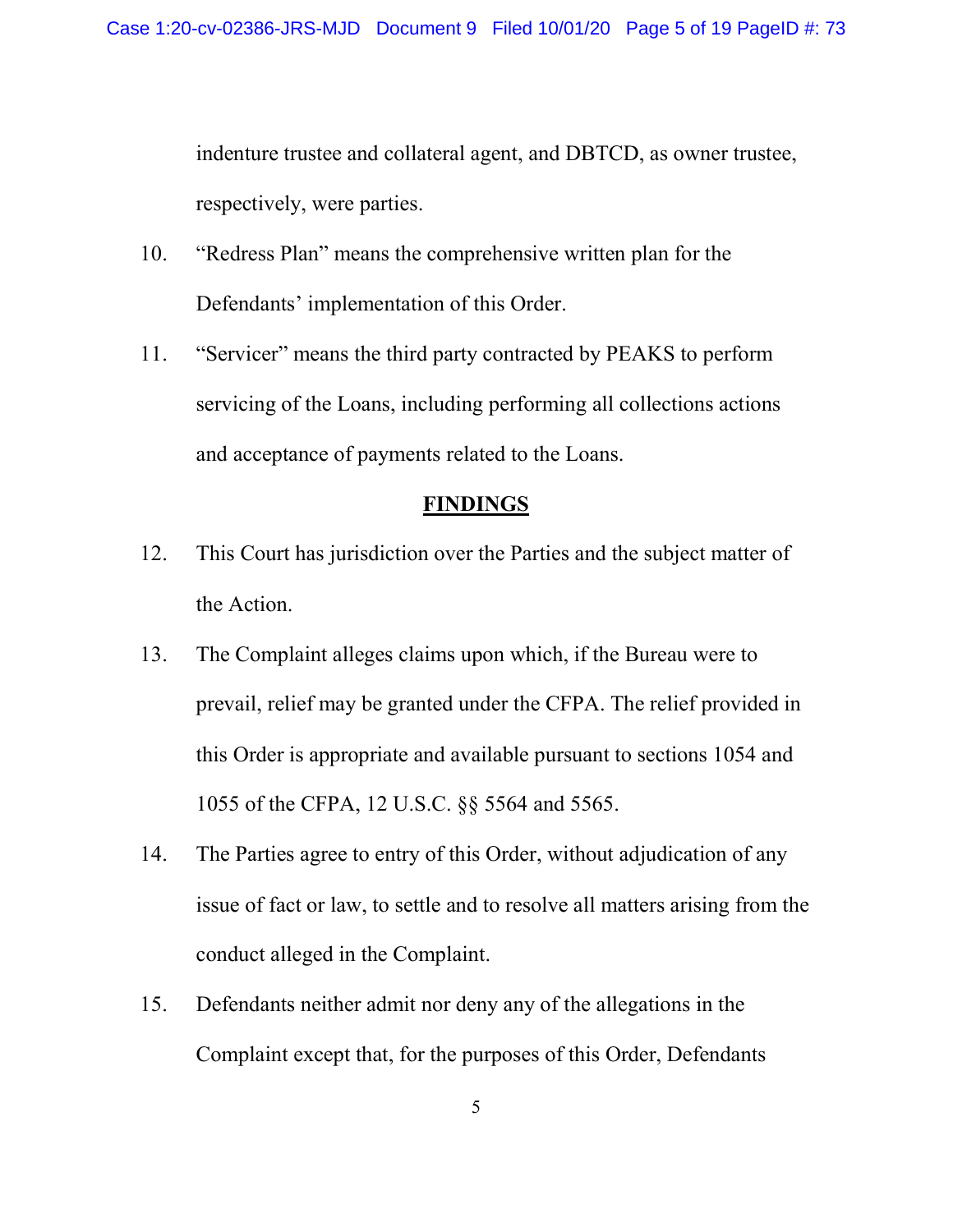indenture trustee and collateral agent, and DBTCD, as owner trustee, respectively, were parties.

10. "Redress Plan" means the comprehensive written plan for the Defendants' implementation of this Order.

11. "Servicer" means the third party contracted by PEAKS to perform servicing of the Loans, including performing all collections actions and acceptance of payments related to the Loans.

## **FINDINGS**

12. This Court has jurisdiction over the Parties and the subject matter of the Action.

13. The Complaint alleges claims upon which, if the Bureau were to prevail, relief may be granted under the CFPA. The relief provided in this Order is appropriate and available pursuant to sections 1054 and 1055 of the CFPA, 12 U.S.C. §§ 5564 and 5565.

14. The Parties agree to entry of this Order, without adjudication of any issue of fact or law, to settle and to resolve all matters arising from the conduct alleged in the Complaint.

15. Defendants neither admit nor deny any of the allegations in the Complaint except that, for the purposes of this Order, Defendants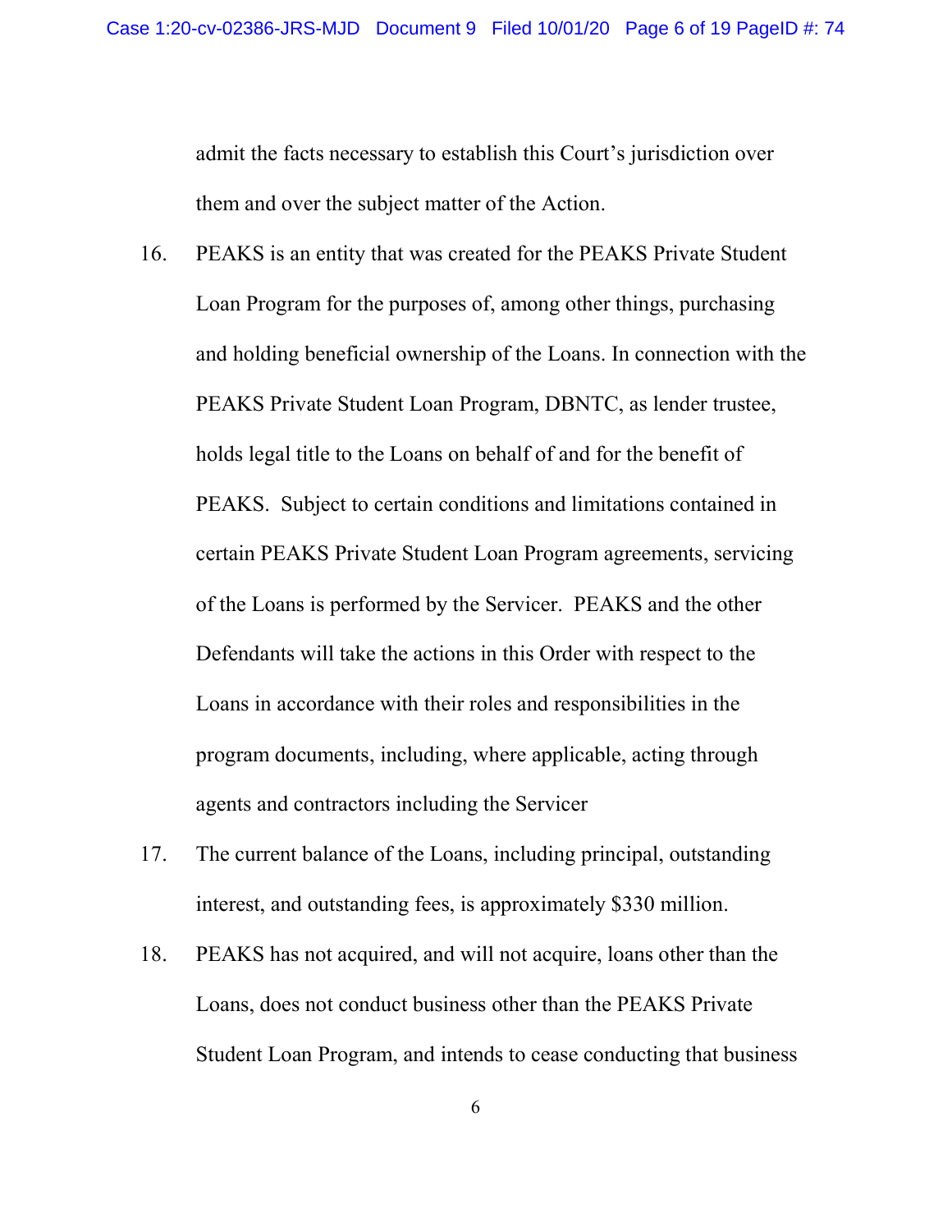admit the facts necessary to establish this Court's jurisdiction over them and over the subject matter of the Action.

16. PEAKS is an entity that was created for the PEAKS Private Student Loan Program for the purposes of, among other things, purchasing and holding beneficial ownership of the Loans. In connection with the PEAKS Private Student Loan Program, DBNTC, as lender trustee, holds legal title to the Loans on behalf of and for the benefit of PEAKS. Subject to certain conditions and limitations contained in certain PEAKS Private Student Loan Program agreements, servicing of the Loans is performed by the Servicer. PEAKS and the other Defendants will take the actions in this Order with respect to the Loans in accordance with their roles and responsibilities in the program documents, including, where applicable, acting through agents and contractors including the Servicer

17. The current balance of the Loans, including principal, outstanding interest, and outstanding fees, is approximately $330 million.

18. PEAKS has not acquired, and will not acquire, loans other than the Loans, does not conduct business other than the PEAKS Private Student Loan Program, and intends to cease conducting that business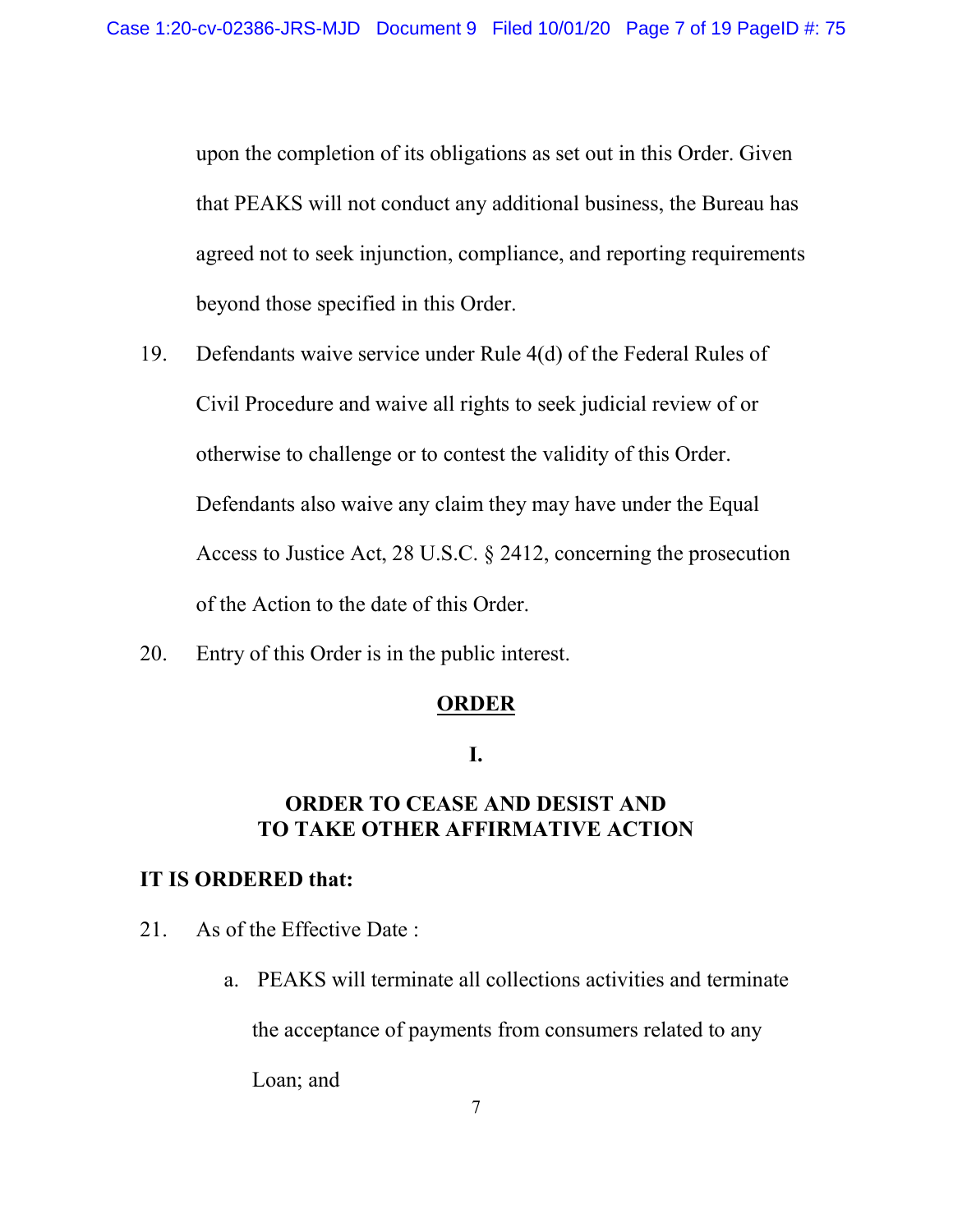upon the completion of its obligations as set out in this Order. Given that PEAKS will not conduct any additional business, the Bureau has agreed not to seek injunction, compliance, and reporting requirements beyond those specified in this Order.

19. Defendants waive service under Rule 4(d) of the Federal Rules of Civil Procedure and waive all rights to seek judicial review of or otherwise to challenge or to contest the validity of this Order. Defendants also waive any claim they may have under the Equal Access to Justice Act, 28 U.S.C. § 2412, concerning the prosecution of the Action to the date of this Order.

20. Entry of this Order is in the public interest.

## ORDER

### I.

### ORDER TO CEASE AND DESIST AND TO TAKE OTHER AFFIRMATIVE ACTION

**IT IS ORDERED that:**

21. As of the Effective Date :

    a. PEAKS will terminate all collections activities and terminate the acceptance of payments from consumers related to any Loan; and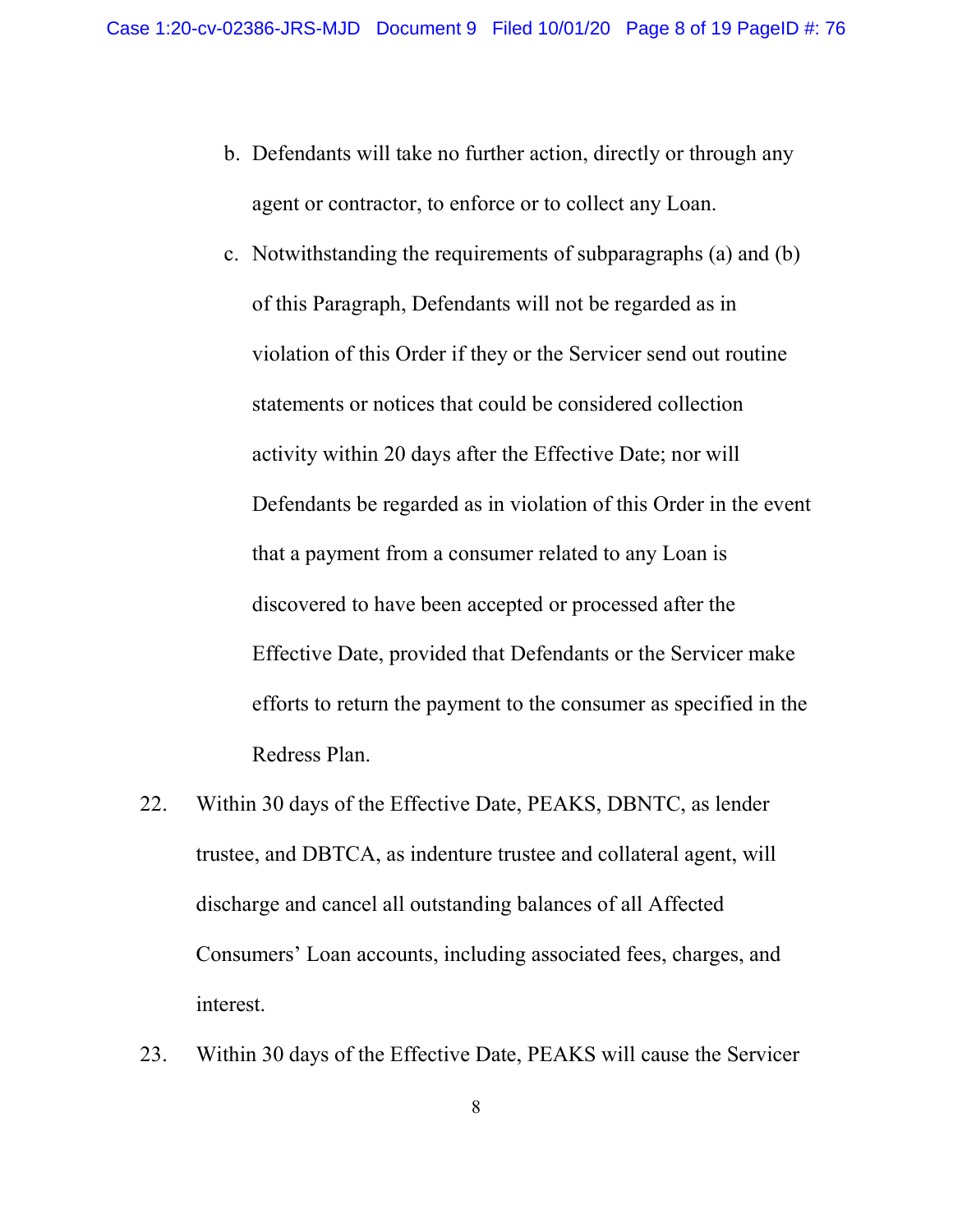b. Defendants will take no further action, directly or through any agent or contractor, to enforce or to collect any Loan.

c. Notwithstanding the requirements of subparagraphs (a) and (b) of this Paragraph, Defendants will not be regarded as in violation of this Order if they or the Servicer send out routine statements or notices that could be considered collection activity within 20 days after the Effective Date; nor will Defendants be regarded as in violation of this Order in the event that a payment from a consumer related to any Loan is discovered to have been accepted or processed after the Effective Date, provided that Defendants or the Servicer make efforts to return the payment to the consumer as specified in the Redress Plan.

22. Within 30 days of the Effective Date, PEAKS, DBNTC, as lender trustee, and DBTCA, as indenture trustee and collateral agent, will discharge and cancel all outstanding balances of all Affected Consumers' Loan accounts, including associated fees, charges, and interest.

23. Within 30 days of the Effective Date, PEAKS will cause the Servicer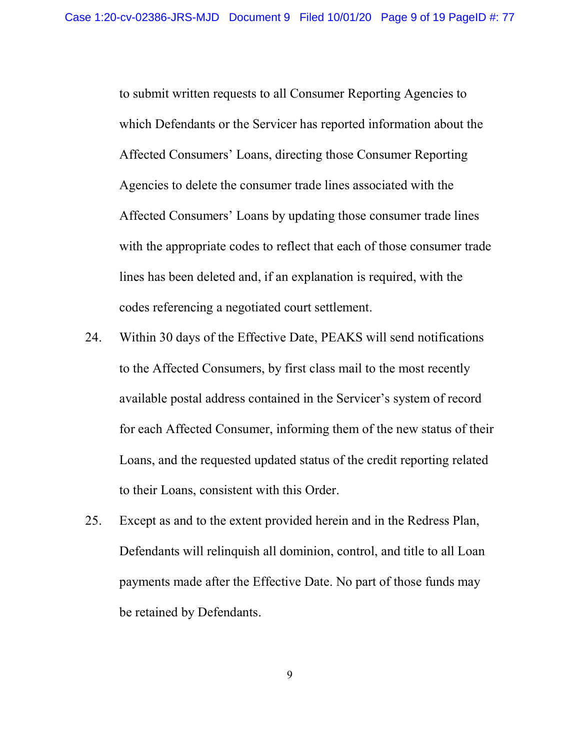to submit written requests to all Consumer Reporting Agencies to which Defendants or the Servicer has reported information about the Affected Consumers' Loans, directing those Consumer Reporting Agencies to delete the consumer trade lines associated with the Affected Consumers' Loans by updating those consumer trade lines with the appropriate codes to reflect that each of those consumer trade lines has been deleted and, if an explanation is required, with the codes referencing a negotiated court settlement.

24. Within 30 days of the Effective Date, PEAKS will send notifications to the Affected Consumers, by first class mail to the most recently available postal address contained in the Servicer's system of record for each Affected Consumer, informing them of the new status of their Loans, and the requested updated status of the credit reporting related to their Loans, consistent with this Order.

25. Except as and to the extent provided herein and in the Redress Plan, Defendants will relinquish all dominion, control, and title to all Loan payments made after the Effective Date. No part of those funds may be retained by Defendants.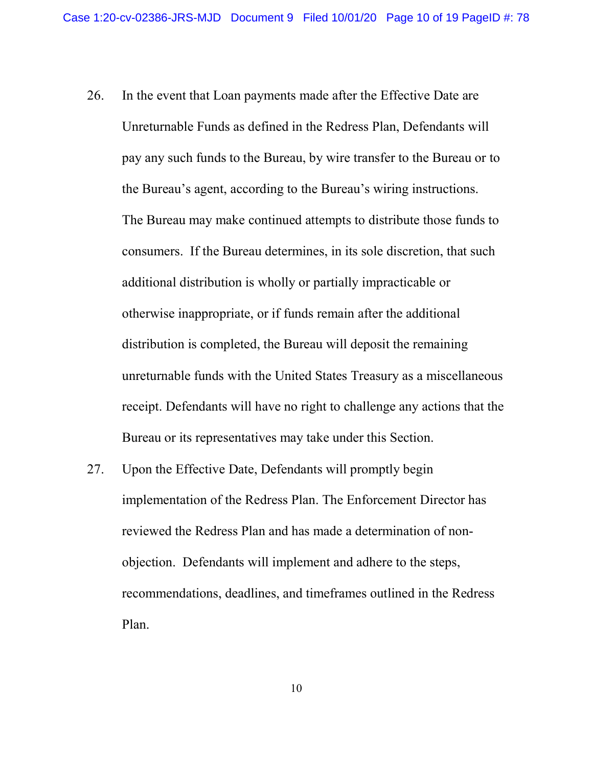26. In the event that Loan payments made after the Effective Date are Unreturnable Funds as defined in the Redress Plan, Defendants will pay any such funds to the Bureau, by wire transfer to the Bureau or to the Bureau's agent, according to the Bureau's wiring instructions. The Bureau may make continued attempts to distribute those funds to consumers. If the Bureau determines, in its sole discretion, that such additional distribution is wholly or partially impracticable or otherwise inappropriate, or if funds remain after the additional distribution is completed, the Bureau will deposit the remaining unreturnable funds with the United States Treasury as a miscellaneous receipt. Defendants will have no right to challenge any actions that the Bureau or its representatives may take under this Section.

27. Upon the Effective Date, Defendants will promptly begin implementation of the Redress Plan. The Enforcement Director has reviewed the Redress Plan and has made a determination of non-objection. Defendants will implement and adhere to the steps, recommendations, deadlines, and timeframes outlined in the Redress Plan.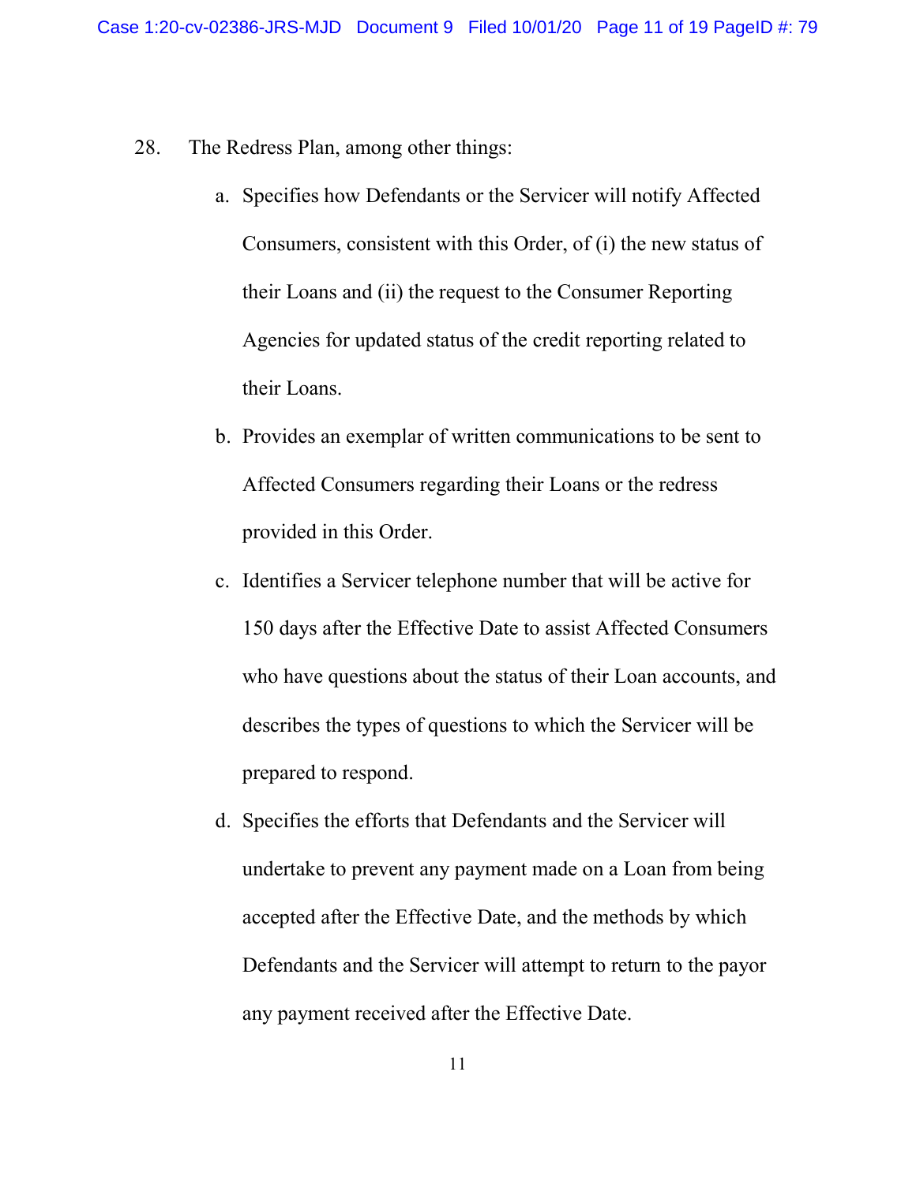28. The Redress Plan, among other things:

   a. Specifies how Defendants or the Servicer will notify Affected Consumers, consistent with this Order, of (i) the new status of their Loans and (ii) the request to the Consumer Reporting Agencies for updated status of the credit reporting related to their Loans.

   b. Provides an exemplar of written communications to be sent to Affected Consumers regarding their Loans or the redress provided in this Order.

   c. Identifies a Servicer telephone number that will be active for 150 days after the Effective Date to assist Affected Consumers who have questions about the status of their Loan accounts, and describes the types of questions to which the Servicer will be prepared to respond.

   d. Specifies the efforts that Defendants and the Servicer will undertake to prevent any payment made on a Loan from being accepted after the Effective Date, and the methods by which Defendants and the Servicer will attempt to return to the payor any payment received after the Effective Date.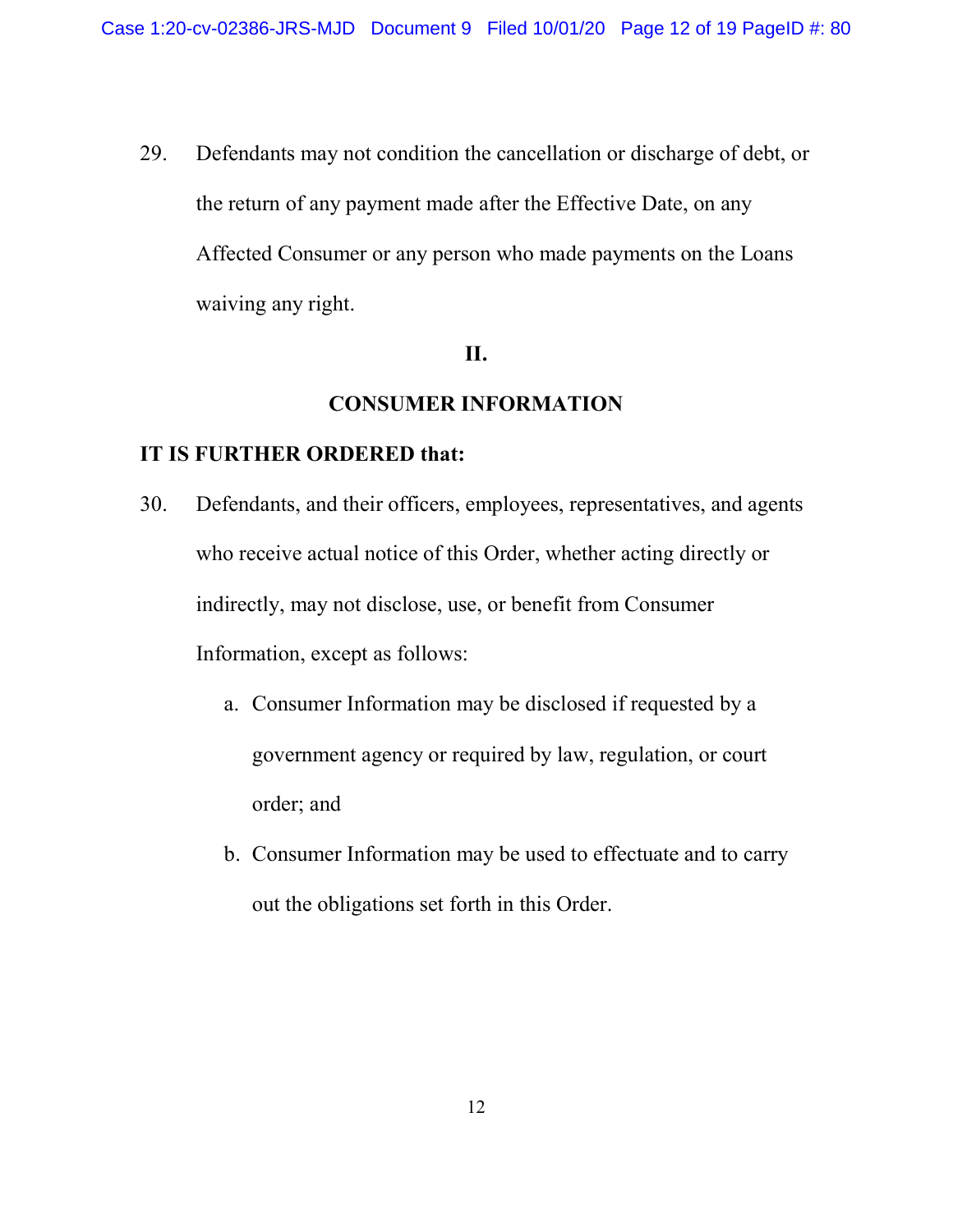29. Defendants may not condition the cancellation or discharge of debt, or the return of any payment made after the Effective Date, on any Affected Consumer or any person who made payments on the Loans waiving any right.

## II.

## CONSUMER INFORMATION

**IT IS FURTHER ORDERED that:**

30. Defendants, and their officers, employees, representatives, and agents who receive actual notice of this Order, whether acting directly or indirectly, may not disclose, use, or benefit from Consumer Information, except as follows:

    a. Consumer Information may be disclosed if requested by a government agency or required by law, regulation, or court order; and

    b. Consumer Information may be used to effectuate and to carry out the obligations set forth in this Order.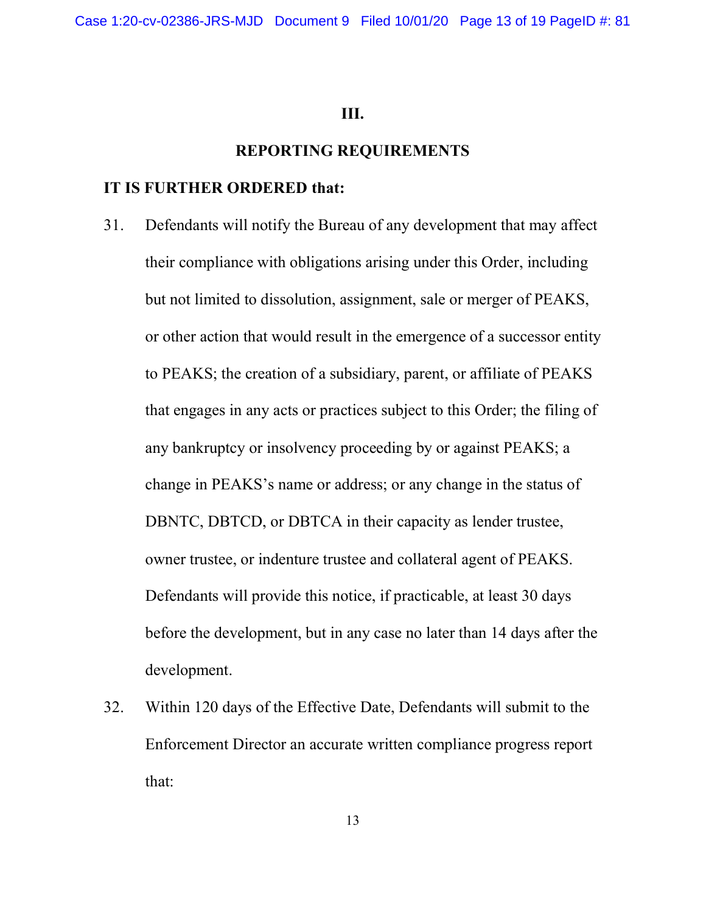## III.

## REPORTING REQUIREMENTS

**IT IS FURTHER ORDERED that:**

31. Defendants will notify the Bureau of any development that may affect their compliance with obligations arising under this Order, including but not limited to dissolution, assignment, sale or merger of PEAKS, or other action that would result in the emergence of a successor entity to PEAKS; the creation of a subsidiary, parent, or affiliate of PEAKS that engages in any acts or practices subject to this Order; the filing of any bankruptcy or insolvency proceeding by or against PEAKS; a change in PEAKS's name or address; or any change in the status of DBNTC, DBTCD, or DBTCA in their capacity as lender trustee, owner trustee, or indenture trustee and collateral agent of PEAKS. Defendants will provide this notice, if practicable, at least 30 days before the development, but in any case no later than 14 days after the development.

32. Within 120 days of the Effective Date, Defendants will submit to the Enforcement Director an accurate written compliance progress report that: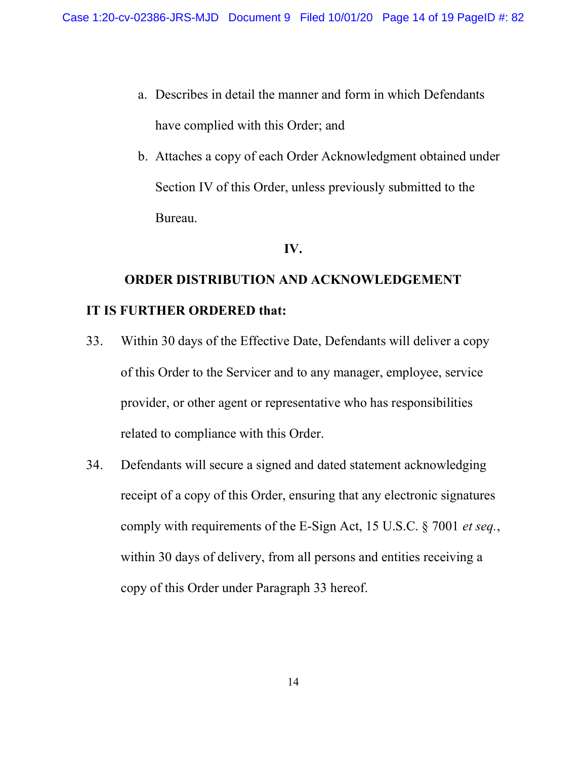a. Describes in detail the manner and form in which Defendants have complied with this Order; and

b. Attaches a copy of each Order Acknowledgment obtained under Section IV of this Order, unless previously submitted to the Bureau.

## IV.

## ORDER DISTRIBUTION AND ACKNOWLEDGEMENT

**IT IS FURTHER ORDERED that:**

33. Within 30 days of the Effective Date, Defendants will deliver a copy of this Order to the Servicer and to any manager, employee, service provider, or other agent or representative who has responsibilities related to compliance with this Order.

34. Defendants will secure a signed and dated statement acknowledging receipt of a copy of this Order, ensuring that any electronic signatures comply with requirements of the E-Sign Act, 15 U.S.C. § 7001 *et seq.*, within 30 days of delivery, from all persons and entities receiving a copy of this Order under Paragraph 33 hereof.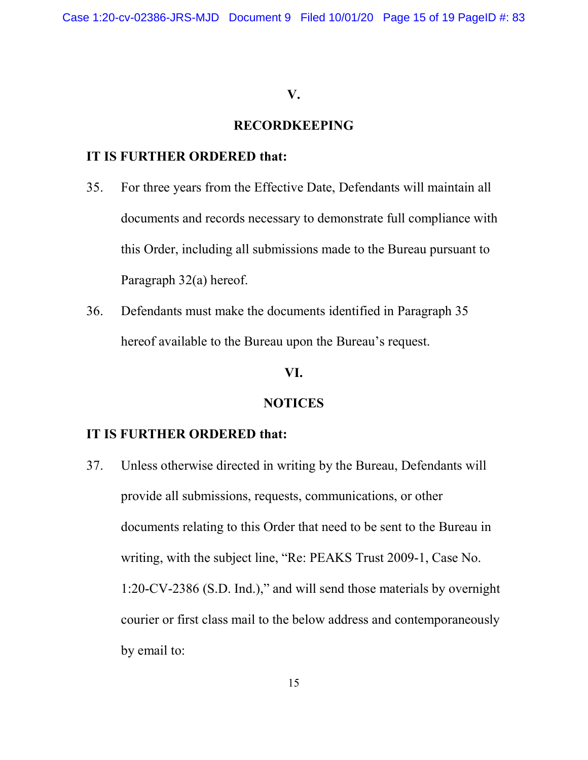## V.

## RECORDKEEPING

**IT IS FURTHER ORDERED that:**

35. For three years from the Effective Date, Defendants will maintain all documents and records necessary to demonstrate full compliance with this Order, including all submissions made to the Bureau pursuant to Paragraph 32(a) hereof.

36. Defendants must make the documents identified in Paragraph 35 hereof available to the Bureau upon the Bureau's request.

## VI.

## NOTICES

**IT IS FURTHER ORDERED that:**

37. Unless otherwise directed in writing by the Bureau, Defendants will provide all submissions, requests, communications, or other documents relating to this Order that need to be sent to the Bureau in writing, with the subject line, "Re: PEAKS Trust 2009-1, Case No. 1:20-CV-2386 (S.D. Ind.)," and will send those materials by overnight courier or first class mail to the below address and contemporaneously by email to: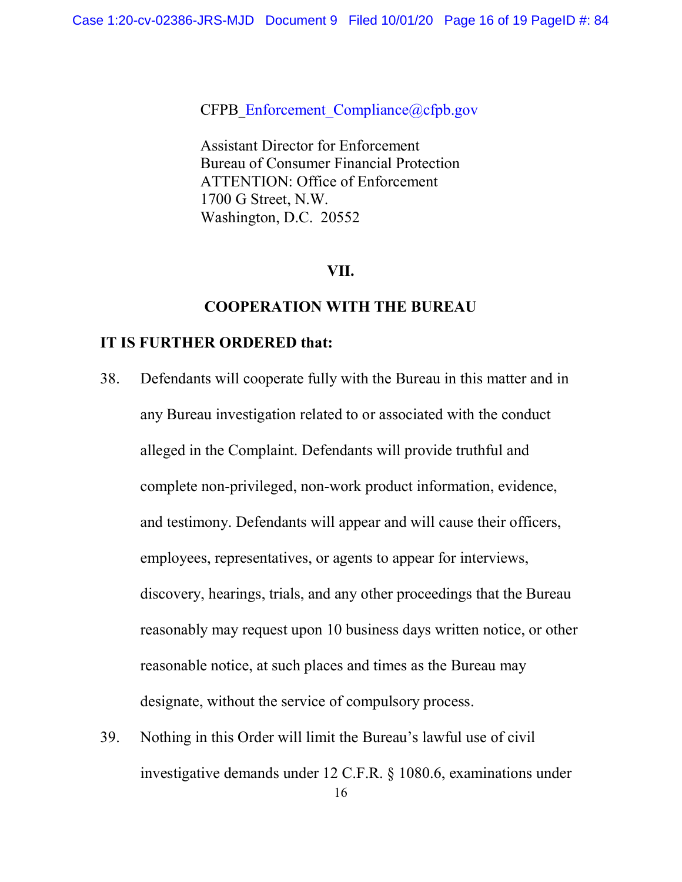CFPB_Enforcement_Compliance@cfpb.gov

Assistant Director for Enforcement
Bureau of Consumer Financial Protection
ATTENTION: Office of Enforcement
1700 G Street, N.W.
Washington, D.C. 20552

## VII.

## COOPERATION WITH THE BUREAU

**IT IS FURTHER ORDERED that:**

38. Defendants will cooperate fully with the Bureau in this matter and in any Bureau investigation related to or associated with the conduct alleged in the Complaint. Defendants will provide truthful and complete non-privileged, non-work product information, evidence, and testimony. Defendants will appear and will cause their officers, employees, representatives, or agents to appear for interviews, discovery, hearings, trials, and any other proceedings that the Bureau reasonably may request upon 10 business days written notice, or other reasonable notice, at such places and times as the Bureau may designate, without the service of compulsory process.

39. Nothing in this Order will limit the Bureau's lawful use of civil investigative demands under 12 C.F.R. § 1080.6, examinations under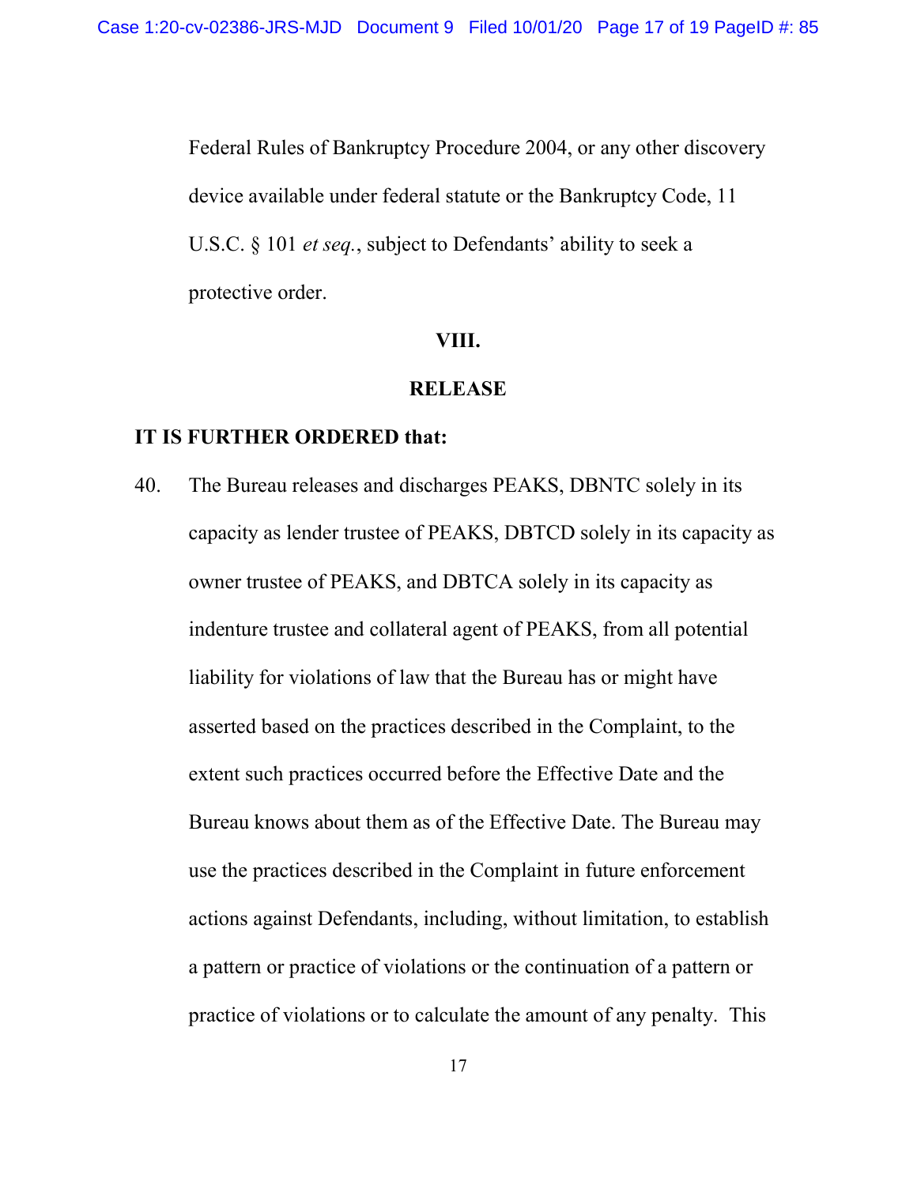Federal Rules of Bankruptcy Procedure 2004, or any other discovery device available under federal statute or the Bankruptcy Code, 11 U.S.C. § 101 *et seq.*, subject to Defendants' ability to seek a protective order.

## VIII.

## RELEASE

**IT IS FURTHER ORDERED that:**

40. The Bureau releases and discharges PEAKS, DBNTC solely in its capacity as lender trustee of PEAKS, DBTCD solely in its capacity as owner trustee of PEAKS, and DBTCA solely in its capacity as indenture trustee and collateral agent of PEAKS, from all potential liability for violations of law that the Bureau has or might have asserted based on the practices described in the Complaint, to the extent such practices occurred before the Effective Date and the Bureau knows about them as of the Effective Date. The Bureau may use the practices described in the Complaint in future enforcement actions against Defendants, including, without limitation, to establish a pattern or practice of violations or the continuation of a pattern or practice of violations or to calculate the amount of any penalty. This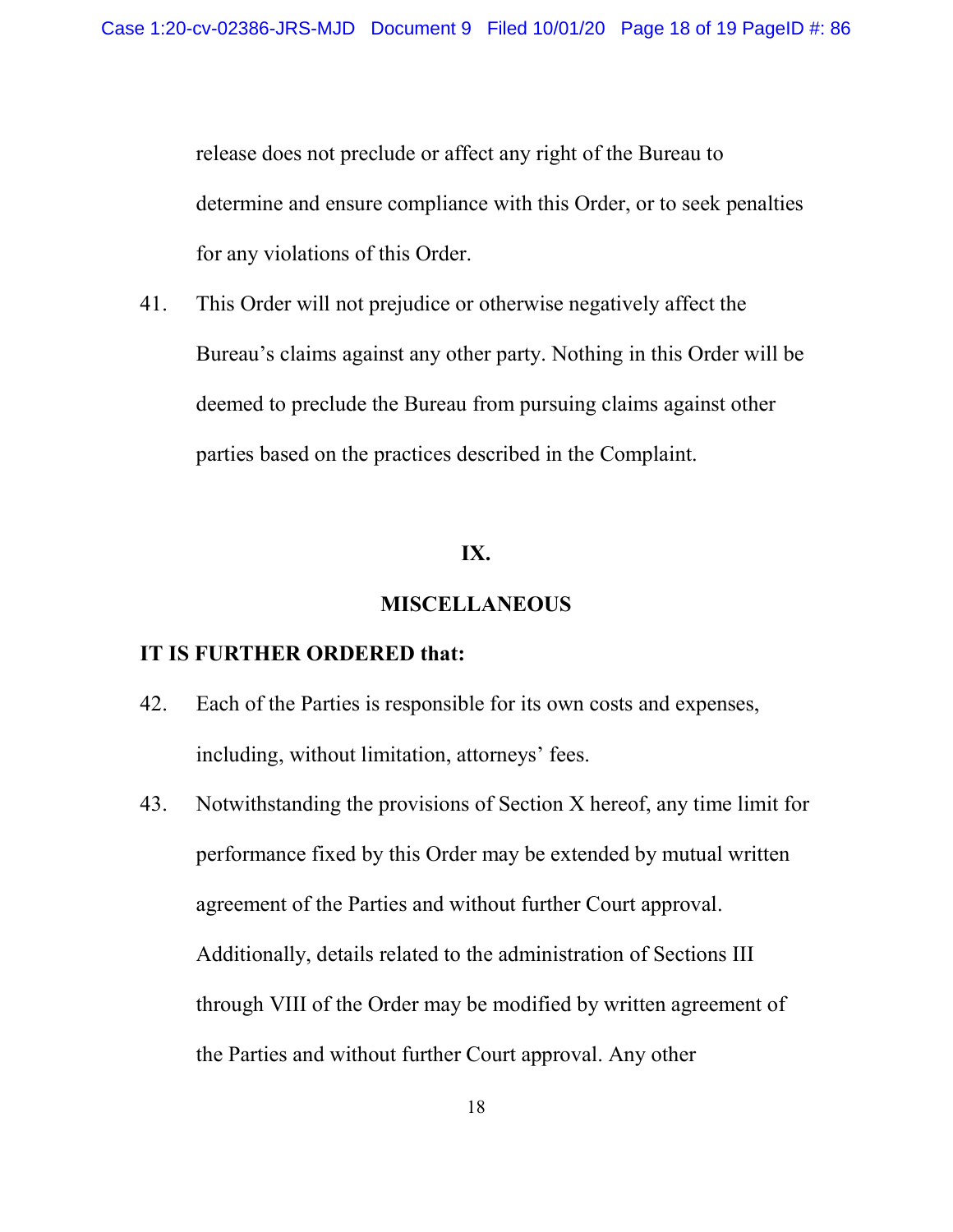release does not preclude or affect any right of the Bureau to determine and ensure compliance with this Order, or to seek penalties for any violations of this Order.

41. This Order will not prejudice or otherwise negatively affect the Bureau's claims against any other party. Nothing in this Order will be deemed to preclude the Bureau from pursuing claims against other parties based on the practices described in the Complaint.

## IX.

## MISCELLANEOUS

**IT IS FURTHER ORDERED that:**

42. Each of the Parties is responsible for its own costs and expenses, including, without limitation, attorneys' fees.

43. Notwithstanding the provisions of Section X hereof, any time limit for performance fixed by this Order may be extended by mutual written agreement of the Parties and without further Court approval. Additionally, details related to the administration of Sections III through VIII of the Order may be modified by written agreement of the Parties and without further Court approval. Any other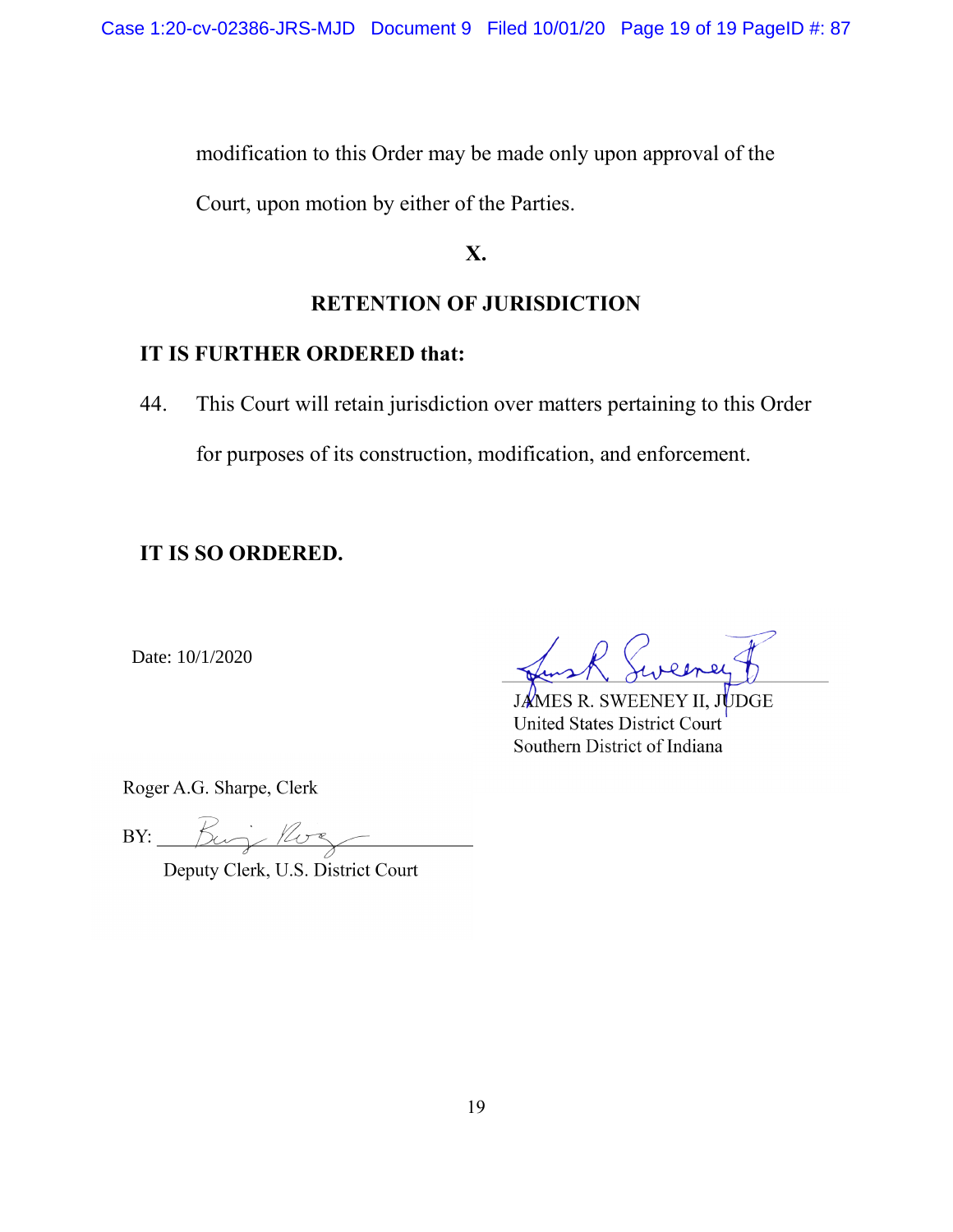modification to this Order may be made only upon approval of the Court, upon motion by either of the Parties.

## X.

## RETENTION OF JURISDICTION

**IT IS FURTHER ORDERED that:**

44. This Court will retain jurisdiction over matters pertaining to this Order for purposes of its construction, modification, and enforcement.

**IT IS SO ORDERED.**

Date: 10/1/2020

JAMES R. SWEENEY II, JUDGE
United States District Court
Southern District of Indiana

Roger A.G. Sharpe, Clerk

BY: ______________________________
Deputy Clerk, U.S. District Court